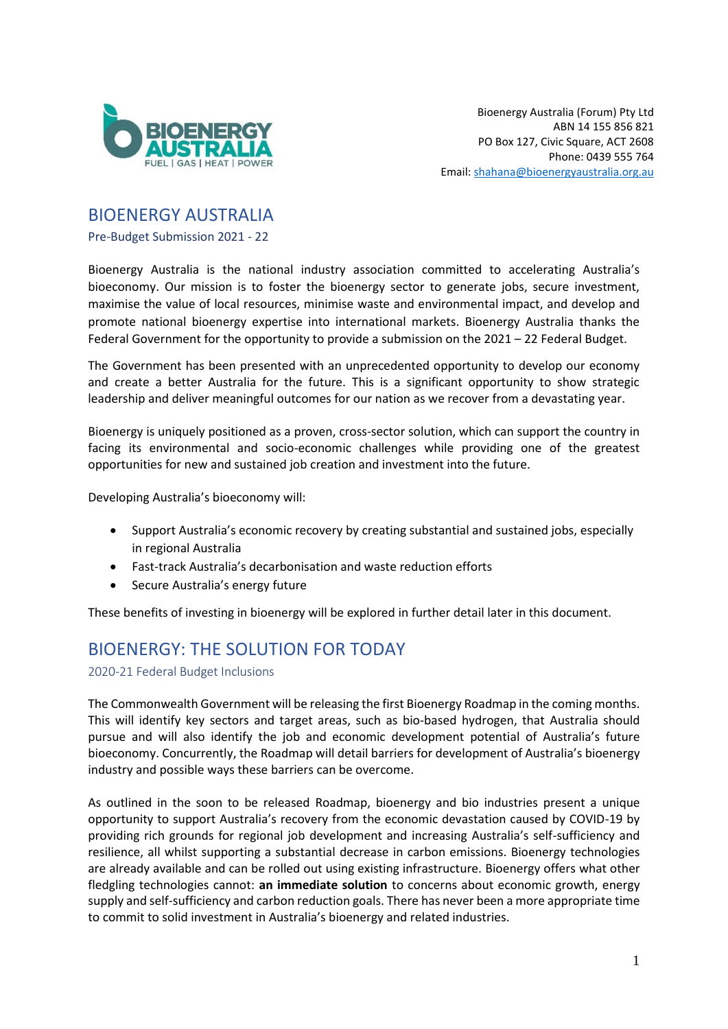Bioenergy Australia (Forum) Pty Ltd
ABN 14 155 856 821
PO Box 127, Civic Square, ACT 2608
Phone: 0439 555 764
Email: shahana@bioenergyaustralia.org.au

# BIOENERGY AUSTRALIA

Pre-Budget Submission 2021 - 22

Bioenergy Australia is the national industry association committed to accelerating Australia's bioeconomy. Our mission is to foster the bioenergy sector to generate jobs, secure investment, maximise the value of local resources, minimise waste and environmental impact, and develop and promote national bioenergy expertise into international markets. Bioenergy Australia thanks the Federal Government for the opportunity to provide a submission on the 2021 – 22 Federal Budget.

The Government has been presented with an unprecedented opportunity to develop our economy and create a better Australia for the future. This is a significant opportunity to show strategic leadership and deliver meaningful outcomes for our nation as we recover from a devastating year.

Bioenergy is uniquely positioned as a proven, cross-sector solution, which can support the country in facing its environmental and socio-economic challenges while providing one of the greatest opportunities for new and sustained job creation and investment into the future.

Developing Australia's bioeconomy will:

- Support Australia's economic recovery by creating substantial and sustained jobs, especially in regional Australia
- Fast-track Australia's decarbonisation and waste reduction efforts
- Secure Australia's energy future

These benefits of investing in bioenergy will be explored in further detail later in this document.

# BIOENERGY: THE SOLUTION FOR TODAY

## 2020-21 Federal Budget Inclusions

The Commonwealth Government will be releasing the first Bioenergy Roadmap in the coming months. This will identify key sectors and target areas, such as bio-based hydrogen, that Australia should pursue and will also identify the job and economic development potential of Australia's future bioeconomy. Concurrently, the Roadmap will detail barriers for development of Australia's bioenergy industry and possible ways these barriers can be overcome.

As outlined in the soon to be released Roadmap, bioenergy and bio industries present a unique opportunity to support Australia's recovery from the economic devastation caused by COVID-19 by providing rich grounds for regional job development and increasing Australia's self-sufficiency and resilience, all whilst supporting a substantial decrease in carbon emissions. Bioenergy technologies are already available and can be rolled out using existing infrastructure. Bioenergy offers what other fledgling technologies cannot: **an immediate solution** to concerns about economic growth, energy supply and self-sufficiency and carbon reduction goals. There has never been a more appropriate time to commit to solid investment in Australia's bioenergy and related industries.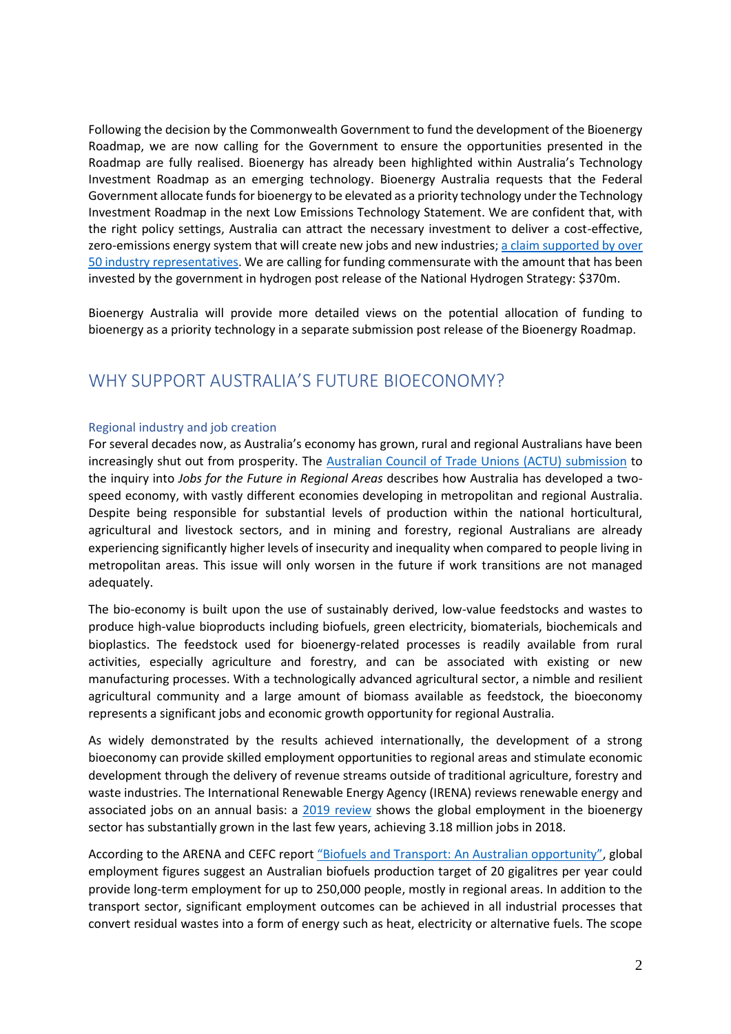Following the decision by the Commonwealth Government to fund the development of the Bioenergy Roadmap, we are now calling for the Government to ensure the opportunities presented in the Roadmap are fully realised. Bioenergy has already been highlighted within Australia's Technology Investment Roadmap as an emerging technology. Bioenergy Australia requests that the Federal Government allocate funds for bioenergy to be elevated as a priority technology under the Technology Investment Roadmap in the next Low Emissions Technology Statement. We are confident that, with the right policy settings, Australia can attract the necessary investment to deliver a cost-effective, zero-emissions energy system that will create new jobs and new industries; a claim supported by over 50 industry representatives. We are calling for funding commensurate with the amount that has been invested by the government in hydrogen post release of the National Hydrogen Strategy: $370m.

Bioenergy Australia will provide more detailed views on the potential allocation of funding to bioenergy as a priority technology in a separate submission post release of the Bioenergy Roadmap.

## WHY SUPPORT AUSTRALIA'S FUTURE BIOECONOMY?

### Regional industry and job creation

For several decades now, as Australia's economy has grown, rural and regional Australians have been increasingly shut out from prosperity. The Australian Council of Trade Unions (ACTU) submission to the inquiry into *Jobs for the Future in Regional Areas* describes how Australia has developed a two-speed economy, with vastly different economies developing in metropolitan and regional Australia. Despite being responsible for substantial levels of production within the national horticultural, agricultural and livestock sectors, and in mining and forestry, regional Australians are already experiencing significantly higher levels of insecurity and inequality when compared to people living in metropolitan areas. This issue will only worsen in the future if work transitions are not managed adequately.

The bio-economy is built upon the use of sustainably derived, low-value feedstocks and wastes to produce high-value bioproducts including biofuels, green electricity, biomaterials, biochemicals and bioplastics. The feedstock used for bioenergy-related processes is readily available from rural activities, especially agriculture and forestry, and can be associated with existing or new manufacturing processes. With a technologically advanced agricultural sector, a nimble and resilient agricultural community and a large amount of biomass available as feedstock, the bioeconomy represents a significant jobs and economic growth opportunity for regional Australia.

As widely demonstrated by the results achieved internationally, the development of a strong bioeconomy can provide skilled employment opportunities to regional areas and stimulate economic development through the delivery of revenue streams outside of traditional agriculture, forestry and waste industries. The International Renewable Energy Agency (IRENA) reviews renewable energy and associated jobs on an annual basis: a 2019 review shows the global employment in the bioenergy sector has substantially grown in the last few years, achieving 3.18 million jobs in 2018.

According to the ARENA and CEFC report "Biofuels and Transport: An Australian opportunity", global employment figures suggest an Australian biofuels production target of 20 gigalitres per year could provide long-term employment for up to 250,000 people, mostly in regional areas. In addition to the transport sector, significant employment outcomes can be achieved in all industrial processes that convert residual wastes into a form of energy such as heat, electricity or alternative fuels. The scope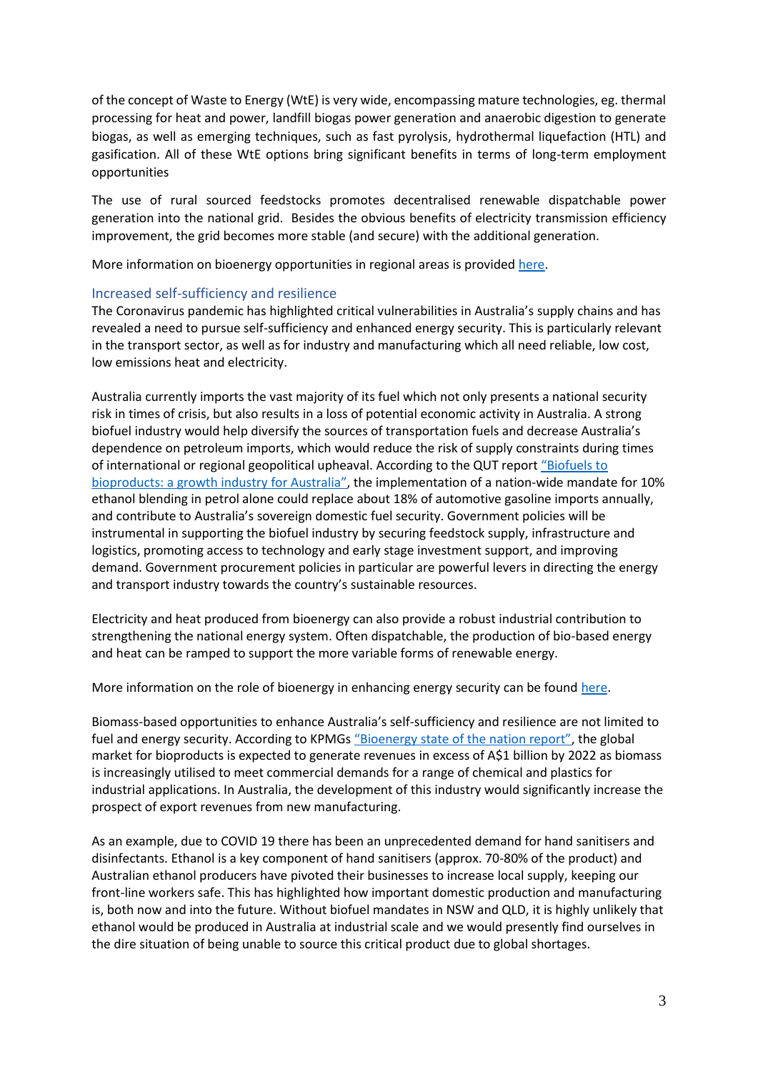of the concept of Waste to Energy (WtE) is very wide, encompassing mature technologies, eg. thermal processing for heat and power, landfill biogas power generation and anaerobic digestion to generate biogas, as well as emerging techniques, such as fast pyrolysis, hydrothermal liquefaction (HTL) and gasification. All of these WtE options bring significant benefits in terms of long-term employment opportunities

The use of rural sourced feedstocks promotes decentralised renewable dispatchable power generation into the national grid. Besides the obvious benefits of electricity transmission efficiency improvement, the grid becomes more stable (and secure) with the additional generation.

More information on bioenergy opportunities in regional areas is provided here.

## Increased self-sufficiency and resilience

The Coronavirus pandemic has highlighted critical vulnerabilities in Australia's supply chains and has revealed a need to pursue self-sufficiency and enhanced energy security. This is particularly relevant in the transport sector, as well as for industry and manufacturing which all need reliable, low cost, low emissions heat and electricity.

Australia currently imports the vast majority of its fuel which not only presents a national security risk in times of crisis, but also results in a loss of potential economic activity in Australia. A strong biofuel industry would help diversify the sources of transportation fuels and decrease Australia's dependence on petroleum imports, which would reduce the risk of supply constraints during times of international or regional geopolitical upheaval. According to the QUT report "Biofuels to bioproducts: a growth industry for Australia", the implementation of a nation-wide mandate for 10% ethanol blending in petrol alone could replace about 18% of automotive gasoline imports annually, and contribute to Australia's sovereign domestic fuel security. Government policies will be instrumental in supporting the biofuel industry by securing feedstock supply, infrastructure and logistics, promoting access to technology and early stage investment support, and improving demand. Government procurement policies in particular are powerful levers in directing the energy and transport industry towards the country's sustainable resources.

Electricity and heat produced from bioenergy can also provide a robust industrial contribution to strengthening the national energy system. Often dispatchable, the production of bio-based energy and heat can be ramped to support the more variable forms of renewable energy.

More information on the role of bioenergy in enhancing energy security can be found here.

Biomass-based opportunities to enhance Australia's self-sufficiency and resilience are not limited to fuel and energy security. According to KPMGs "Bioenergy state of the nation report", the global market for bioproducts is expected to generate revenues in excess of A$1 billion by 2022 as biomass is increasingly utilised to meet commercial demands for a range of chemical and plastics for industrial applications. In Australia, the development of this industry would significantly increase the prospect of export revenues from new manufacturing.

As an example, due to COVID 19 there has been an unprecedented demand for hand sanitisers and disinfectants. Ethanol is a key component of hand sanitisers (approx. 70-80% of the product) and Australian ethanol producers have pivoted their businesses to increase local supply, keeping our front-line workers safe. This has highlighted how important domestic production and manufacturing is, both now and into the future. Without biofuel mandates in NSW and QLD, it is highly unlikely that ethanol would be produced in Australia at industrial scale and we would presently find ourselves in the dire situation of being unable to source this critical product due to global shortages.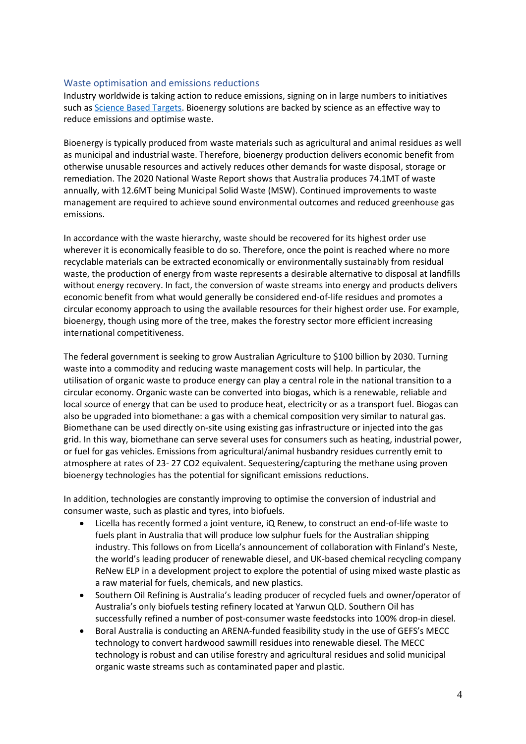## Waste optimisation and emissions reductions

Industry worldwide is taking action to reduce emissions, signing on in large numbers to initiatives such as [Science Based Targets](). Bioenergy solutions are backed by science as an effective way to reduce emissions and optimise waste.

Bioenergy is typically produced from waste materials such as agricultural and animal residues as well as municipal and industrial waste. Therefore, bioenergy production delivers economic benefit from otherwise unusable resources and actively reduces other demands for waste disposal, storage or remediation. The 2020 National Waste Report shows that Australia produces 74.1MT of waste annually, with 12.6MT being Municipal Solid Waste (MSW). Continued improvements to waste management are required to achieve sound environmental outcomes and reduced greenhouse gas emissions.

In accordance with the waste hierarchy, waste should be recovered for its highest order use wherever it is economically feasible to do so. Therefore, once the point is reached where no more recyclable materials can be extracted economically or environmentally sustainably from residual waste, the production of energy from waste represents a desirable alternative to disposal at landfills without energy recovery. In fact, the conversion of waste streams into energy and products delivers economic benefit from what would generally be considered end-of-life residues and promotes a circular economy approach to using the available resources for their highest order use. For example, bioenergy, though using more of the tree, makes the forestry sector more efficient increasing international competitiveness.

The federal government is seeking to grow Australian Agriculture to $100 billion by 2030. Turning waste into a commodity and reducing waste management costs will help. In particular, the utilisation of organic waste to produce energy can play a central role in the national transition to a circular economy. Organic waste can be converted into biogas, which is a renewable, reliable and local source of energy that can be used to produce heat, electricity or as a transport fuel. Biogas can also be upgraded into biomethane: a gas with a chemical composition very similar to natural gas. Biomethane can be used directly on-site using existing gas infrastructure or injected into the gas grid. In this way, biomethane can serve several uses for consumers such as heating, industrial power, or fuel for gas vehicles. Emissions from agricultural/animal husbandry residues currently emit to atmosphere at rates of 23- 27 $CO_2$ equivalent. Sequestering/capturing the methane using proven bioenergy technologies has the potential for significant emissions reductions.

In addition, technologies are constantly improving to optimise the conversion of industrial and consumer waste, such as plastic and tyres, into biofuels.

- Licella has recently formed a joint venture, iQ Renew, to construct an end-of-life waste to fuels plant in Australia that will produce low sulphur fuels for the Australian shipping industry. This follows on from Licella's announcement of collaboration with Finland's Neste, the world's leading producer of renewable diesel, and UK-based chemical recycling company ReNew ELP in a development project to explore the potential of using mixed waste plastic as a raw material for fuels, chemicals, and new plastics.
- Southern Oil Refining is Australia's leading producer of recycled fuels and owner/operator of Australia's only biofuels testing refinery located at Yarwun QLD. Southern Oil has successfully refined a number of post-consumer waste feedstocks into 100% drop-in diesel.
- Boral Australia is conducting an ARENA-funded feasibility study in the use of GEFS's MECC technology to convert hardwood sawmill residues into renewable diesel. The MECC technology is robust and can utilise forestry and agricultural residues and solid municipal organic waste streams such as contaminated paper and plastic.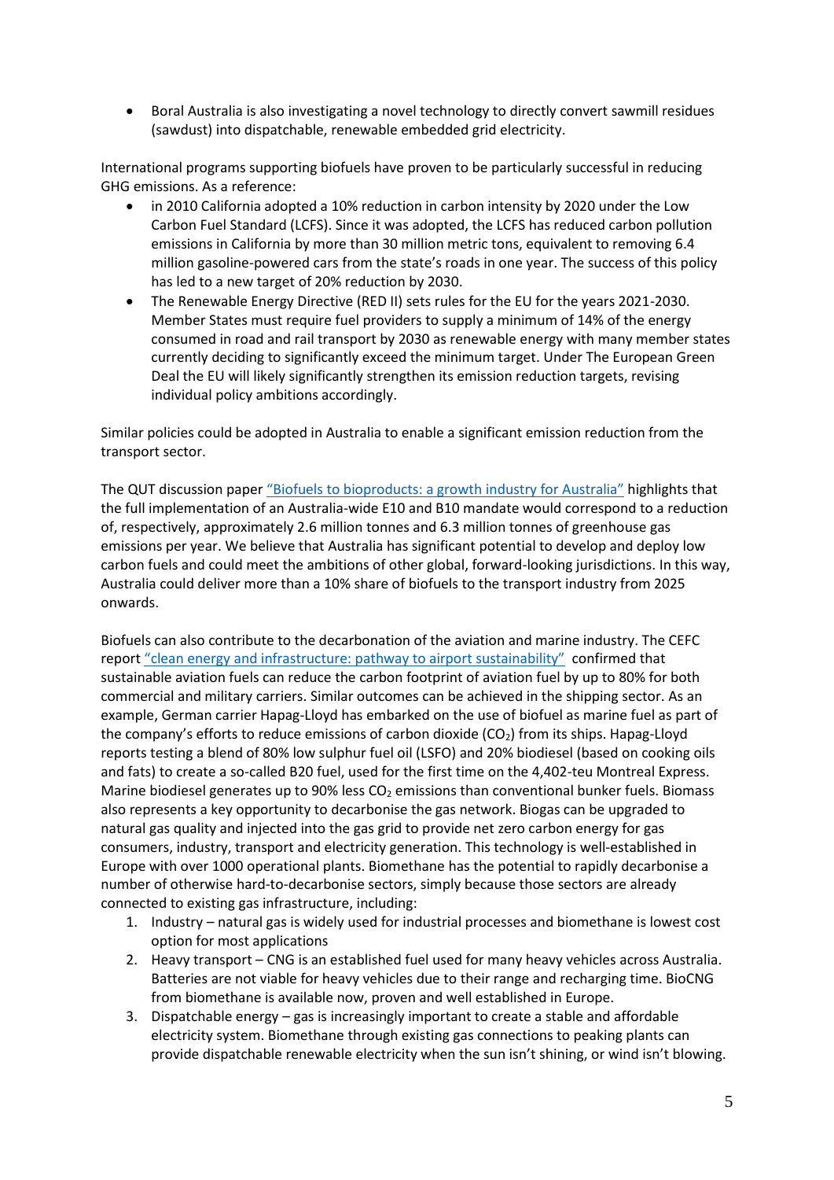- Boral Australia is also investigating a novel technology to directly convert sawmill residues (sawdust) into dispatchable, renewable embedded grid electricity.

International programs supporting biofuels have proven to be particularly successful in reducing GHG emissions. As a reference:

- in 2010 California adopted a 10% reduction in carbon intensity by 2020 under the Low Carbon Fuel Standard (LCFS). Since it was adopted, the LCFS has reduced carbon pollution emissions in California by more than 30 million metric tons, equivalent to removing 6.4 million gasoline-powered cars from the state's roads in one year. The success of this policy has led to a new target of 20% reduction by 2030.
- The Renewable Energy Directive (RED II) sets rules for the EU for the years 2021-2030. Member States must require fuel providers to supply a minimum of 14% of the energy consumed in road and rail transport by 2030 as renewable energy with many member states currently deciding to significantly exceed the minimum target. Under The European Green Deal the EU will likely significantly strengthen its emission reduction targets, revising individual policy ambitions accordingly.

Similar policies could be adopted in Australia to enable a significant emission reduction from the transport sector.

The QUT discussion paper "Biofuels to bioproducts: a growth industry for Australia" highlights that the full implementation of an Australia-wide E10 and B10 mandate would correspond to a reduction of, respectively, approximately 2.6 million tonnes and 6.3 million tonnes of greenhouse gas emissions per year. We believe that Australia has significant potential to develop and deploy low carbon fuels and could meet the ambitions of other global, forward-looking jurisdictions. In this way, Australia could deliver more than a 10% share of biofuels to the transport industry from 2025 onwards.

Biofuels can also contribute to the decarbonation of the aviation and marine industry. The CEFC report "clean energy and infrastructure: pathway to airport sustainability" confirmed that sustainable aviation fuels can reduce the carbon footprint of aviation fuel by up to 80% for both commercial and military carriers. Similar outcomes can be achieved in the shipping sector. As an example, German carrier Hapag-Lloyd has embarked on the use of biofuel as marine fuel as part of the company's efforts to reduce emissions of carbon dioxide ($CO_2$) from its ships. Hapag-Lloyd reports testing a blend of 80% low sulphur fuel oil (LSFO) and 20% biodiesel (based on cooking oils and fats) to create a so-called B20 fuel, used for the first time on the 4,402-teu Montreal Express. Marine biodiesel generates up to 90% less $CO_2$ emissions than conventional bunker fuels. Biomass also represents a key opportunity to decarbonise the gas network. Biogas can be upgraded to natural gas quality and injected into the gas grid to provide net zero carbon energy for gas consumers, industry, transport and electricity generation. This technology is well-established in Europe with over 1000 operational plants. Biomethane has the potential to rapidly decarbonise a number of otherwise hard-to-decarbonise sectors, simply because those sectors are already connected to existing gas infrastructure, including:

1. Industry – natural gas is widely used for industrial processes and biomethane is lowest cost option for most applications
2. Heavy transport – CNG is an established fuel used for many heavy vehicles across Australia. Batteries are not viable for heavy vehicles due to their range and recharging time. BioCNG from biomethane is available now, proven and well established in Europe.
3. Dispatchable energy – gas is increasingly important to create a stable and affordable electricity system. Biomethane through existing gas connections to peaking plants can provide dispatchable renewable electricity when the sun isn't shining, or wind isn't blowing.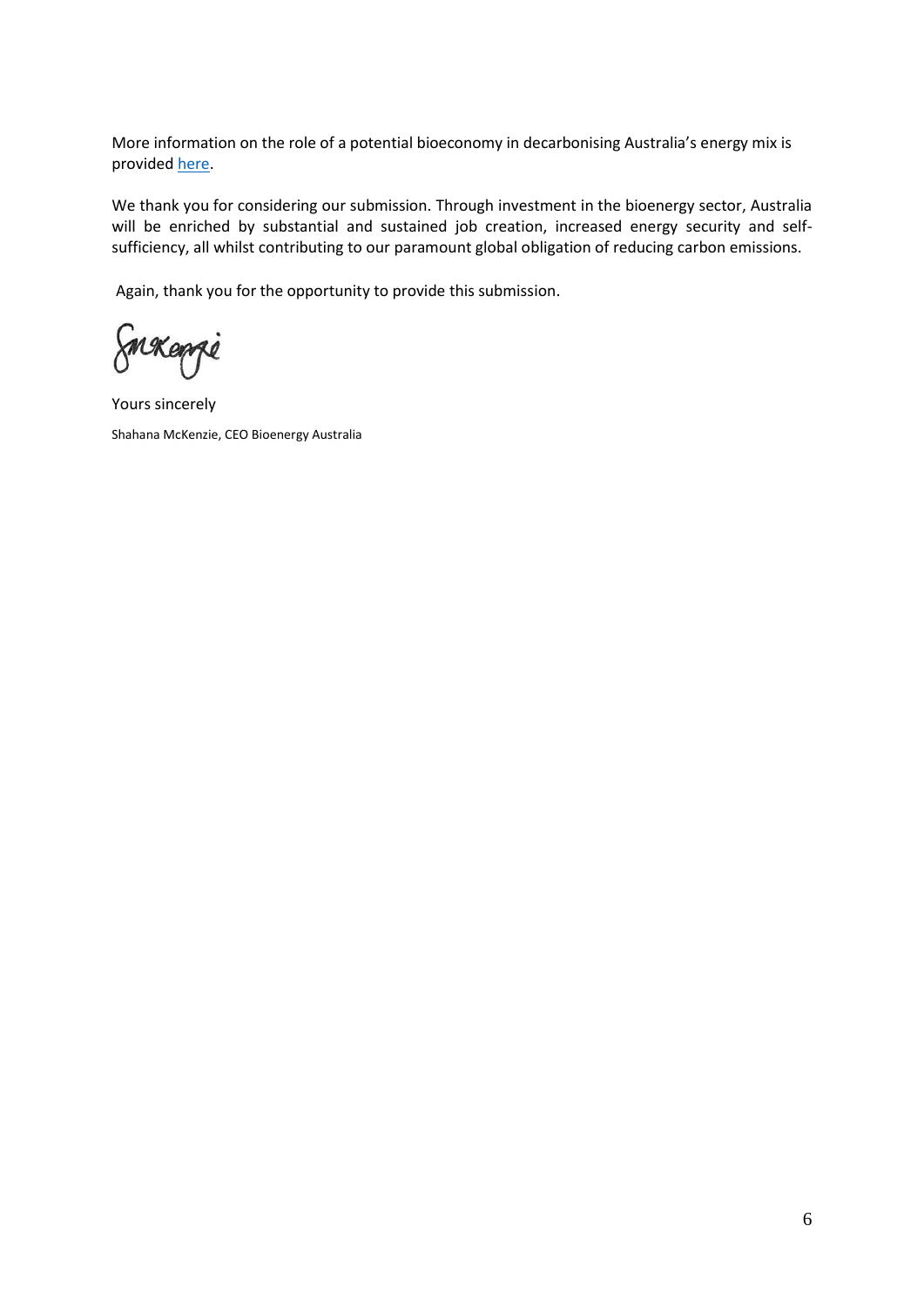More information on the role of a potential bioeconomy in decarbonising Australia's energy mix is provided here.

We thank you for considering our submission. Through investment in the bioenergy sector, Australia will be enriched by substantial and sustained job creation, increased energy security and self-sufficiency, all whilst contributing to our paramount global obligation of reducing carbon emissions.

Again, thank you for the opportunity to provide this submission.

Yours sincerely

Shahana McKenzie, CEO Bioenergy Australia